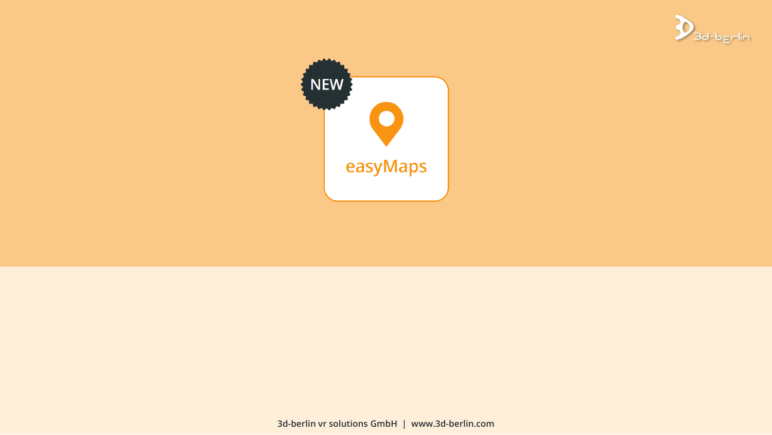NEW

# easyMaps

3d-berlin vr solutions GmbH | www.3d-berlin.com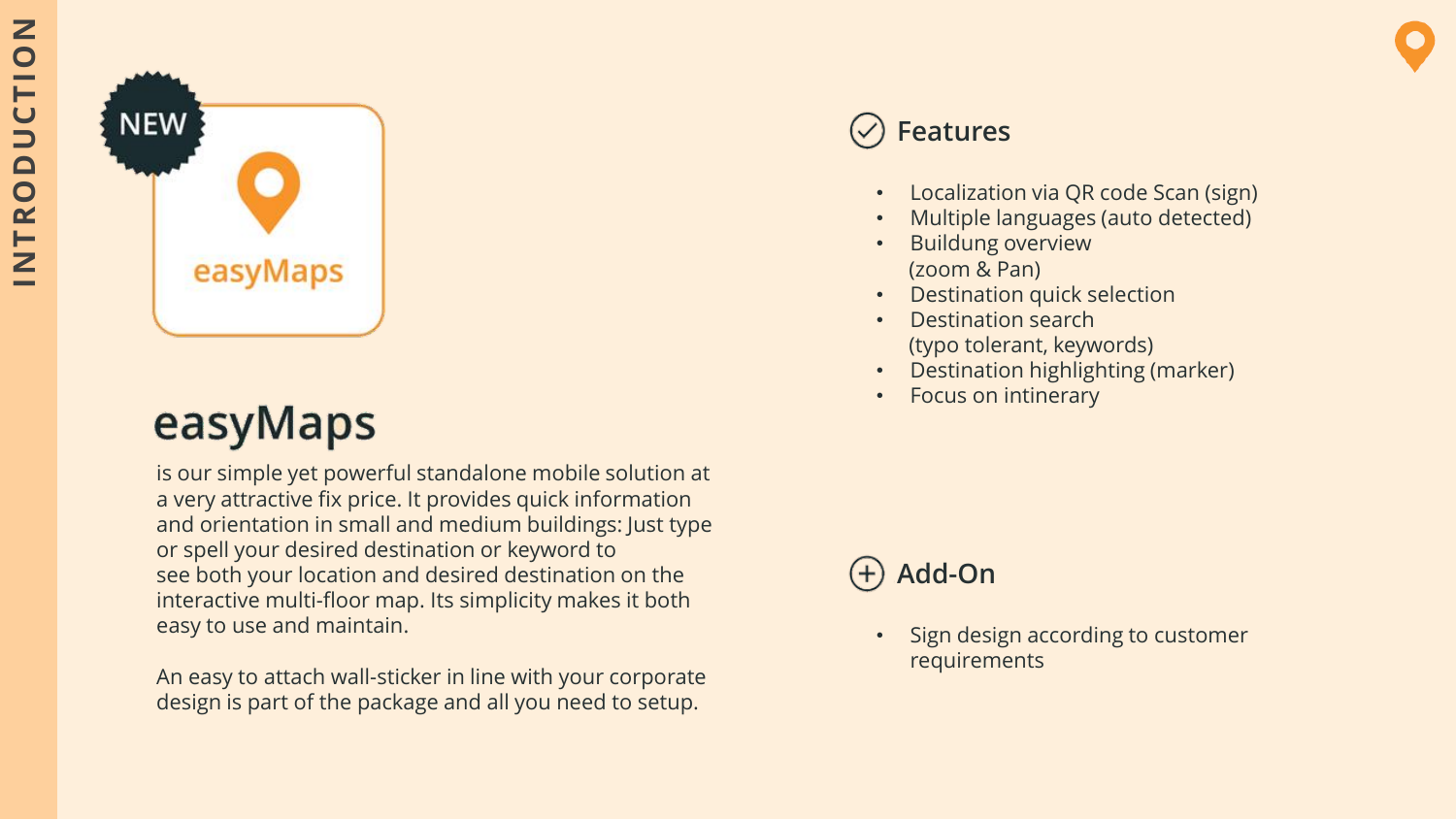INTRODUCTION

NEW

easyMaps

# easyMaps

is our simple yet powerful standalone mobile solution at a very attractive fix price. It provides quick information and orientation in small and medium buildings: Just type or spell your desired destination or keyword to see both your location and desired destination on the interactive multi-floor map. Its simplicity makes it both easy to use and maintain.

An easy to attach wall-sticker in line with your corporate design is part of the package and all you need to setup.

## Features

- Localization via QR code Scan (sign)
- Multiple languages (auto detected)
- Buildung overview (zoom & Pan)
- Destination quick selection
- Destination search (typo tolerant, keywords)
- Destination highlighting (marker)
- Focus on intinerary

## Add-On

- Sign design according to customer requirements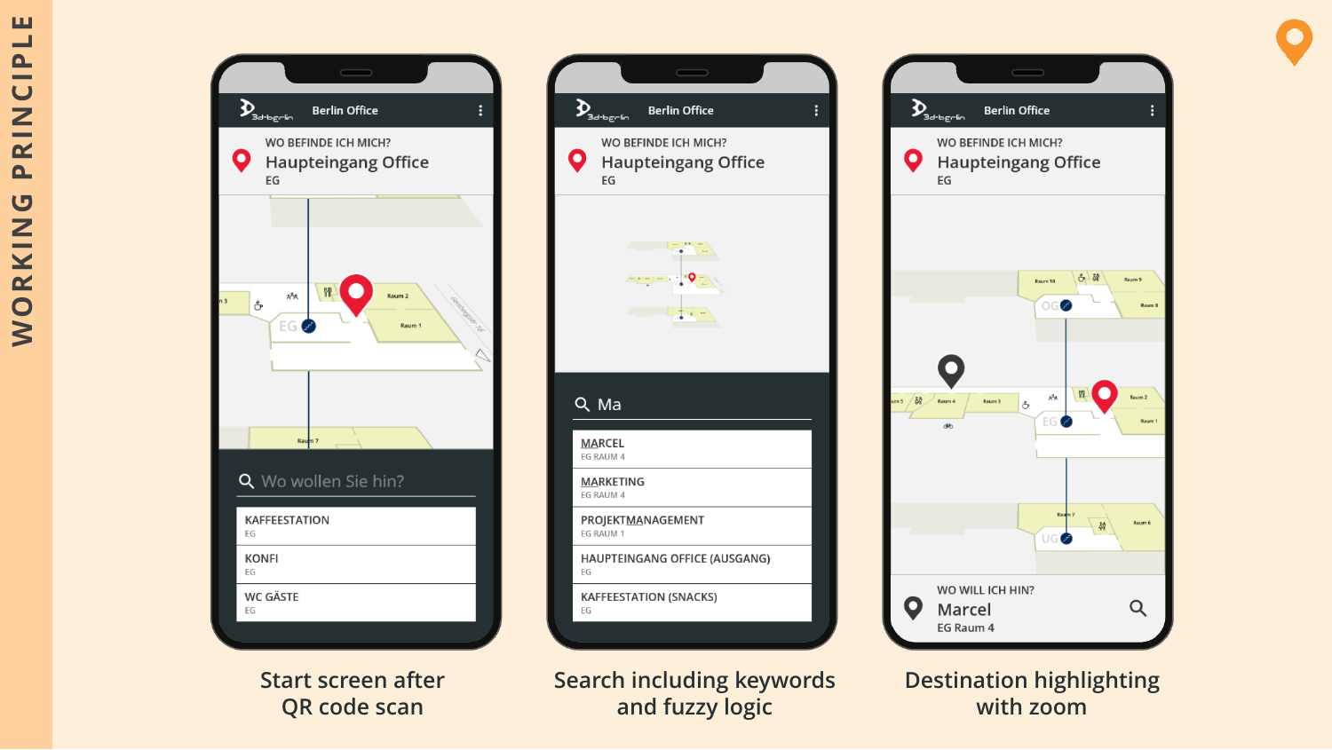# WORKING PRINCIPLE

**Berlin Office**

WO BEFINDE ICH MICH?
Haupteingang Office
EG

Wo wollen Sie hin?

- KAFFEESTATION
  EG
- KONFI
  EG
- WC GÄSTE
  EG

Start screen after QR code scan

**Berlin Office**

WO BEFINDE ICH MICH?
Haupteingang Office
EG

Ma

- MARCEL
  EG RAUM 4
- MARKETING
  EG RAUM 4
- PROJEKTMANAGEMENT
  EG RAUM 1
- HAUPTEINGANG OFFICE (AUSGANG)
  EG
- KAFFEESTATION (SNACKS)
  EG

Search including keywords and fuzzy logic

**Berlin Office**

WO BEFINDE ICH MICH?
Haupteingang Office
EG

WO WILL ICH HIN?
Marcel
EG Raum 4

Destination highlighting with zoom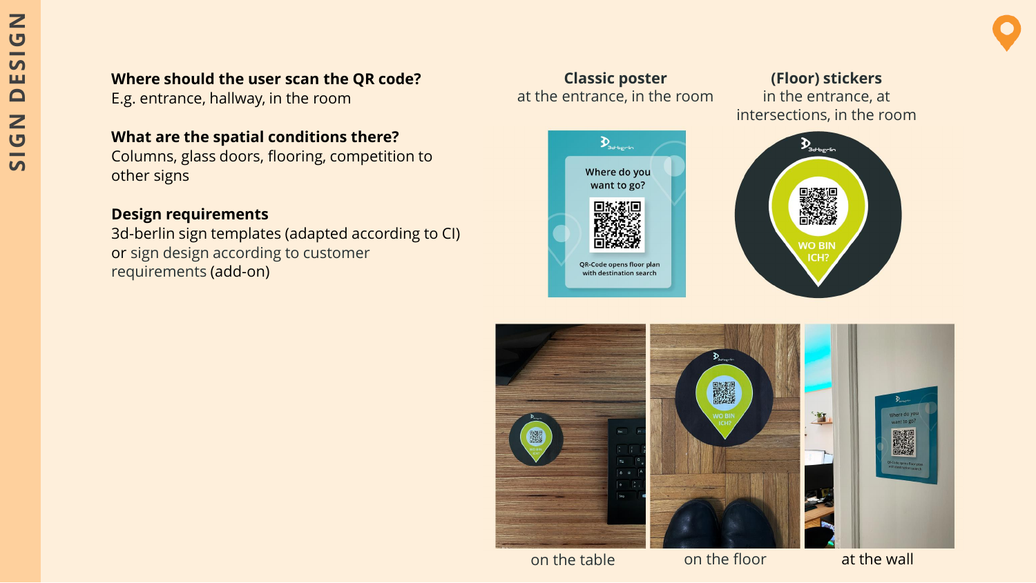# SIGN DESIGN

**Where should the user scan the QR code?**
E.g. entrance, hallway, in the room

**What are the spatial conditions there?**
Columns, glass doors, flooring, competition to other signs

**Design requirements**
3d-berlin sign templates (adapted according to CI) or sign design according to customer requirements (add-on)

**Classic poster**
at the entrance, in the room

Where do you want to go?

QR-Code opens floor plan with destination search

**(Floor) stickers**
in the entrance, at intersections, in the room

WO BIN ICH?

on the table

on the floor

at the wall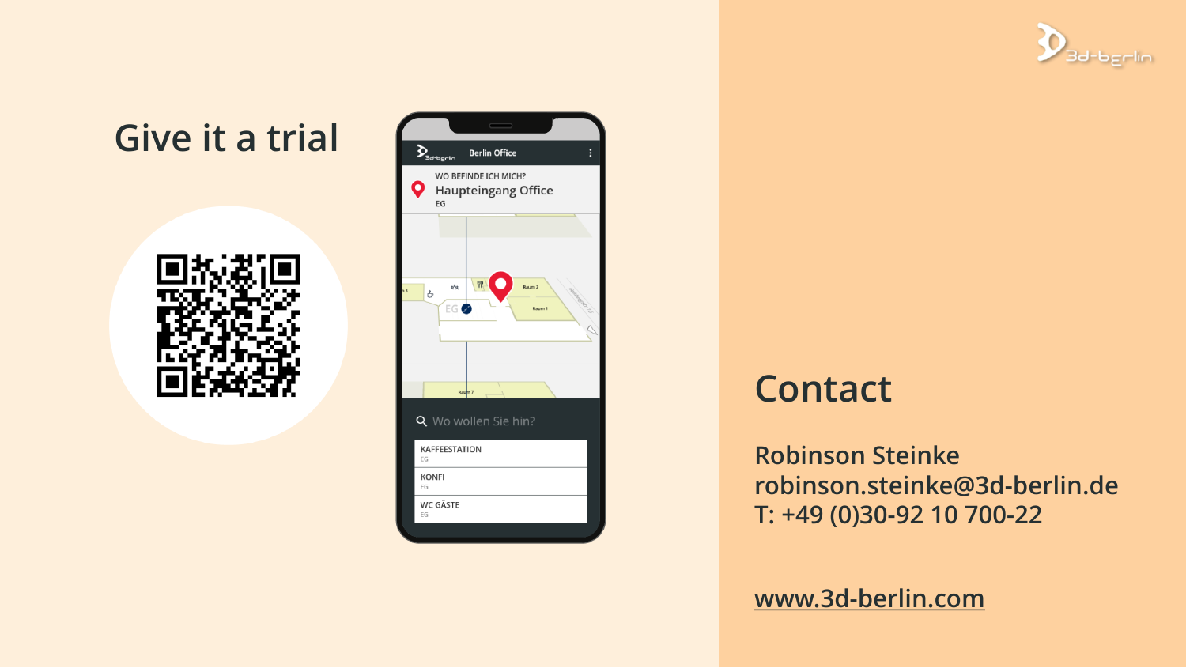# Give it a trial

# Contact

Robinson Steinke
robinson.steinke@3d-berlin.de
T: +49 (0)30-92 10 700-22

www.3d-berlin.com